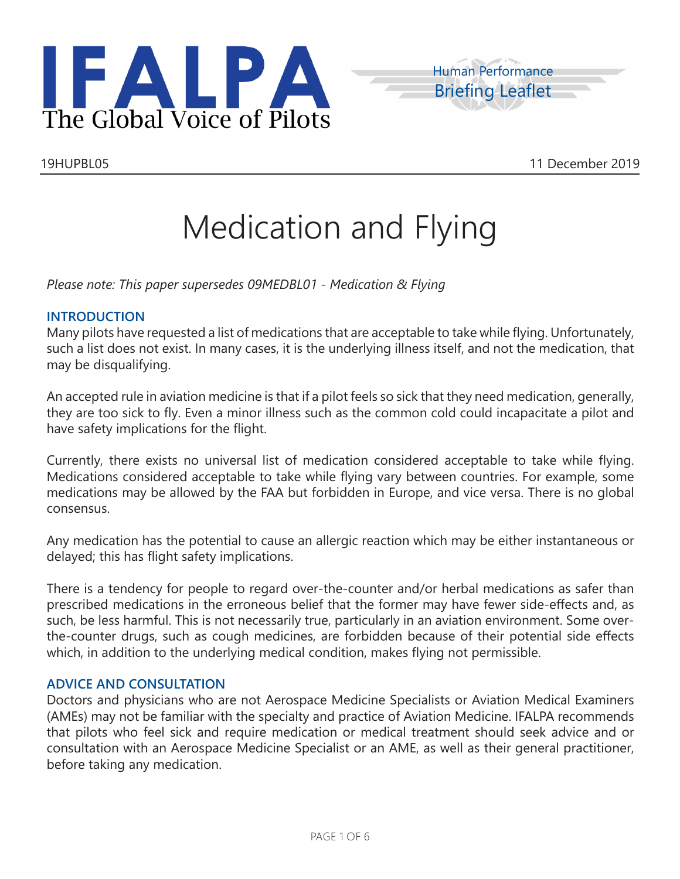IFALPA
The Global Voice of Pilots

Human Performance
Briefing Leaflet

19HUPBL05 | 11 December 2019

# Medication and Flying

*Please note: This paper supersedes 09MEDBL01 - Medication & Flying*

## INTRODUCTION

Many pilots have requested a list of medications that are acceptable to take while flying. Unfortunately, such a list does not exist. In many cases, it is the underlying illness itself, and not the medication, that may be disqualifying.

An accepted rule in aviation medicine is that if a pilot feels so sick that they need medication, generally, they are too sick to fly. Even a minor illness such as the common cold could incapacitate a pilot and have safety implications for the flight.

Currently, there exists no universal list of medication considered acceptable to take while flying. Medications considered acceptable to take while flying vary between countries. For example, some medications may be allowed by the FAA but forbidden in Europe, and vice versa. There is no global consensus.

Any medication has the potential to cause an allergic reaction which may be either instantaneous or delayed; this has flight safety implications.

There is a tendency for people to regard over-the-counter and/or herbal medications as safer than prescribed medications in the erroneous belief that the former may have fewer side-effects and, as such, be less harmful. This is not necessarily true, particularly in an aviation environment. Some over-the-counter drugs, such as cough medicines, are forbidden because of their potential side effects which, in addition to the underlying medical condition, makes flying not permissible.

## ADVICE AND CONSULTATION

Doctors and physicians who are not Aerospace Medicine Specialists or Aviation Medical Examiners (AMEs) may not be familiar with the specialty and practice of Aviation Medicine. IFALPA recommends that pilots who feel sick and require medication or medical treatment should seek advice and or consultation with an Aerospace Medicine Specialist or an AME, as well as their general practitioner, before taking any medication.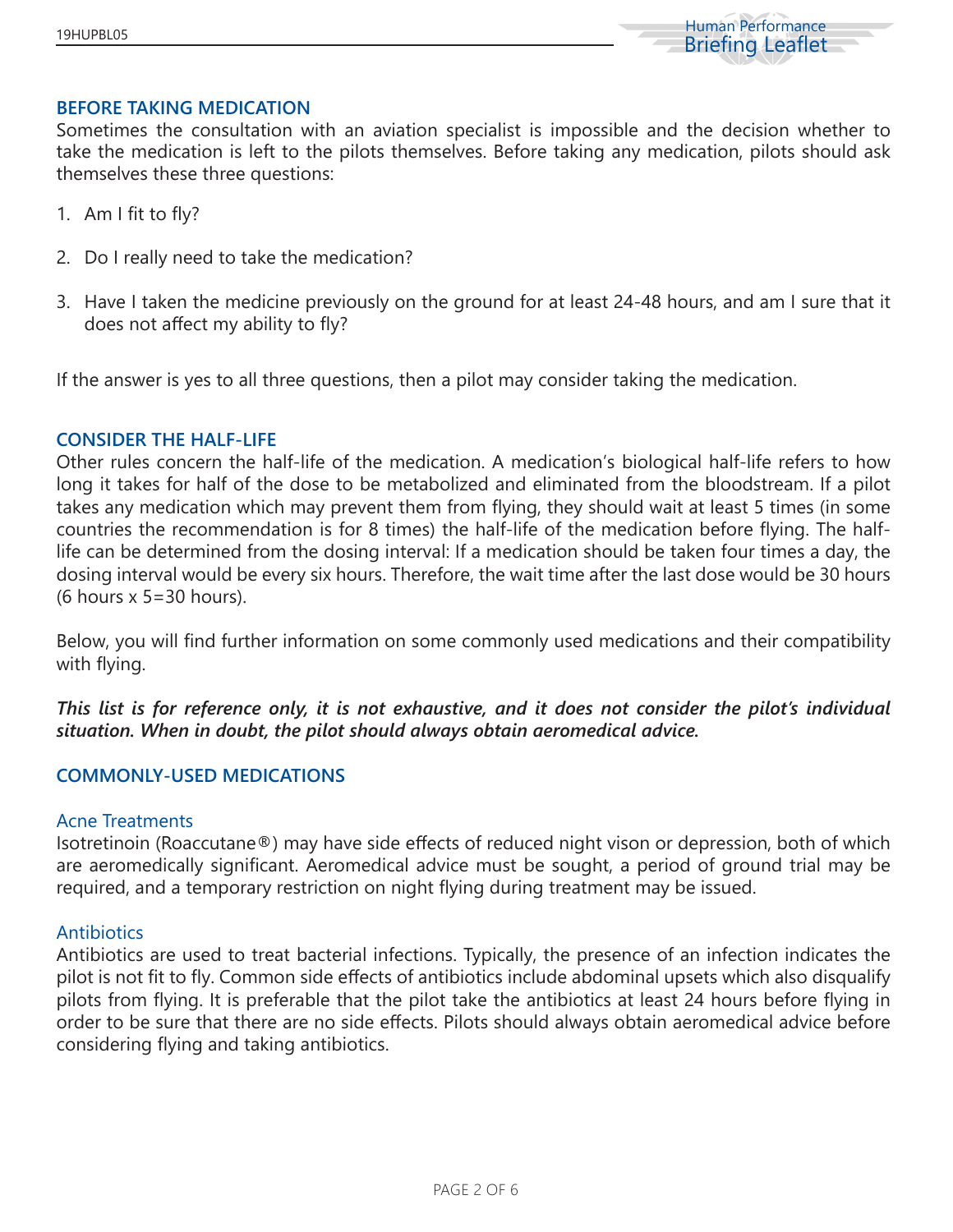## BEFORE TAKING MEDICATION

Sometimes the consultation with an aviation specialist is impossible and the decision whether to take the medication is left to the pilots themselves. Before taking any medication, pilots should ask themselves these three questions:

1. Am I fit to fly?
2. Do I really need to take the medication?
3. Have I taken the medicine previously on the ground for at least 24-48 hours, and am I sure that it does not affect my ability to fly?

If the answer is yes to all three questions, then a pilot may consider taking the medication.

## CONSIDER THE HALF-LIFE

Other rules concern the half-life of the medication. A medication's biological half-life refers to how long it takes for half of the dose to be metabolized and eliminated from the bloodstream. If a pilot takes any medication which may prevent them from flying, they should wait at least 5 times (in some countries the recommendation is for 8 times) the half-life of the medication before flying. The half-life can be determined from the dosing interval: If a medication should be taken four times a day, the dosing interval would be every six hours. Therefore, the wait time after the last dose would be 30 hours (6 hours x 5=30 hours).

Below, you will find further information on some commonly used medications and their compatibility with flying.

***This list is for reference only, it is not exhaustive, and it does not consider the pilot's individual situation. When in doubt, the pilot should always obtain aeromedical advice.***

## COMMONLY-USED MEDICATIONS

### Acne Treatments

Isotretinoin (Roaccutane®) may have side effects of reduced night vison or depression, both of which are aeromedically significant. Aeromedical advice must be sought, a period of ground trial may be required, and a temporary restriction on night flying during treatment may be issued.

### Antibiotics

Antibiotics are used to treat bacterial infections. Typically, the presence of an infection indicates the pilot is not fit to fly. Common side effects of antibiotics include abdominal upsets which also disqualify pilots from flying. It is preferable that the pilot take the antibiotics at least 24 hours before flying in order to be sure that there are no side effects. Pilots should always obtain aeromedical advice before considering flying and taking antibiotics.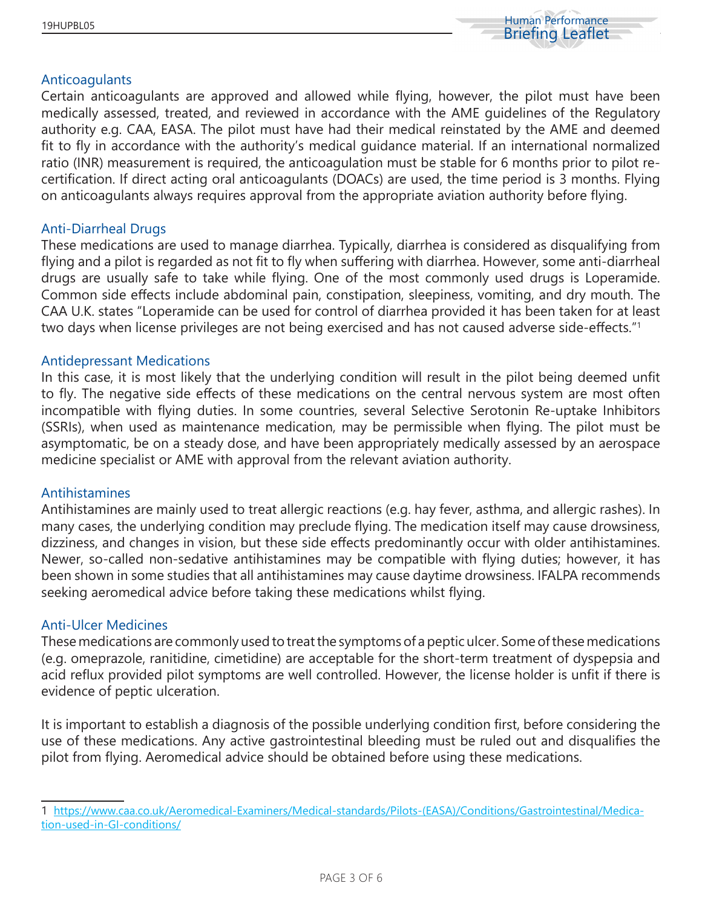## Anticoagulants

Certain anticoagulants are approved and allowed while flying, however, the pilot must have been medically assessed, treated, and reviewed in accordance with the AME guidelines of the Regulatory authority e.g. CAA, EASA. The pilot must have had their medical reinstated by the AME and deemed fit to fly in accordance with the authority's medical guidance material. If an international normalized ratio (INR) measurement is required, the anticoagulation must be stable for 6 months prior to pilot re-certification. If direct acting oral anticoagulants (DOACs) are used, the time period is 3 months. Flying on anticoagulants always requires approval from the appropriate aviation authority before flying.

## Anti-Diarrheal Drugs

These medications are used to manage diarrhea. Typically, diarrhea is considered as disqualifying from flying and a pilot is regarded as not fit to fly when suffering with diarrhea. However, some anti-diarrheal drugs are usually safe to take while flying. One of the most commonly used drugs is Loperamide. Common side effects include abdominal pain, constipation, sleepiness, vomiting, and dry mouth. The CAA U.K. states "Loperamide can be used for control of diarrhea provided it has been taken for at least two days when license privileges are not being exercised and has not caused adverse side-effects."[1]

## Antidepressant Medications

In this case, it is most likely that the underlying condition will result in the pilot being deemed unfit to fly. The negative side effects of these medications on the central nervous system are most often incompatible with flying duties. In some countries, several Selective Serotonin Re-uptake Inhibitors (SSRIs), when used as maintenance medication, may be permissible when flying. The pilot must be asymptomatic, be on a steady dose, and have been appropriately medically assessed by an aerospace medicine specialist or AME with approval from the relevant aviation authority.

## Antihistamines

Antihistamines are mainly used to treat allergic reactions (e.g. hay fever, asthma, and allergic rashes). In many cases, the underlying condition may preclude flying. The medication itself may cause drowsiness, dizziness, and changes in vision, but these side effects predominantly occur with older antihistamines. Newer, so-called non-sedative antihistamines may be compatible with flying duties; however, it has been shown in some studies that all antihistamines may cause daytime drowsiness. IFALPA recommends seeking aeromedical advice before taking these medications whilst flying.

## Anti-Ulcer Medicines

These medications are commonly used to treat the symptoms of a peptic ulcer. Some of these medications (e.g. omeprazole, ranitidine, cimetidine) are acceptable for the short-term treatment of dyspepsia and acid reflux provided pilot symptoms are well controlled. However, the license holder is unfit if there is evidence of peptic ulceration.

It is important to establish a diagnosis of the possible underlying condition first, before considering the use of these medications. Any active gastrointestinal bleeding must be ruled out and disqualifies the pilot from flying. Aeromedical advice should be obtained before using these medications.

---

1 https://www.caa.co.uk/Aeromedical-Examiners/Medical-standards/Pilots-(EASA)/Conditions/Gastrointestinal/Medication-used-in-GI-conditions/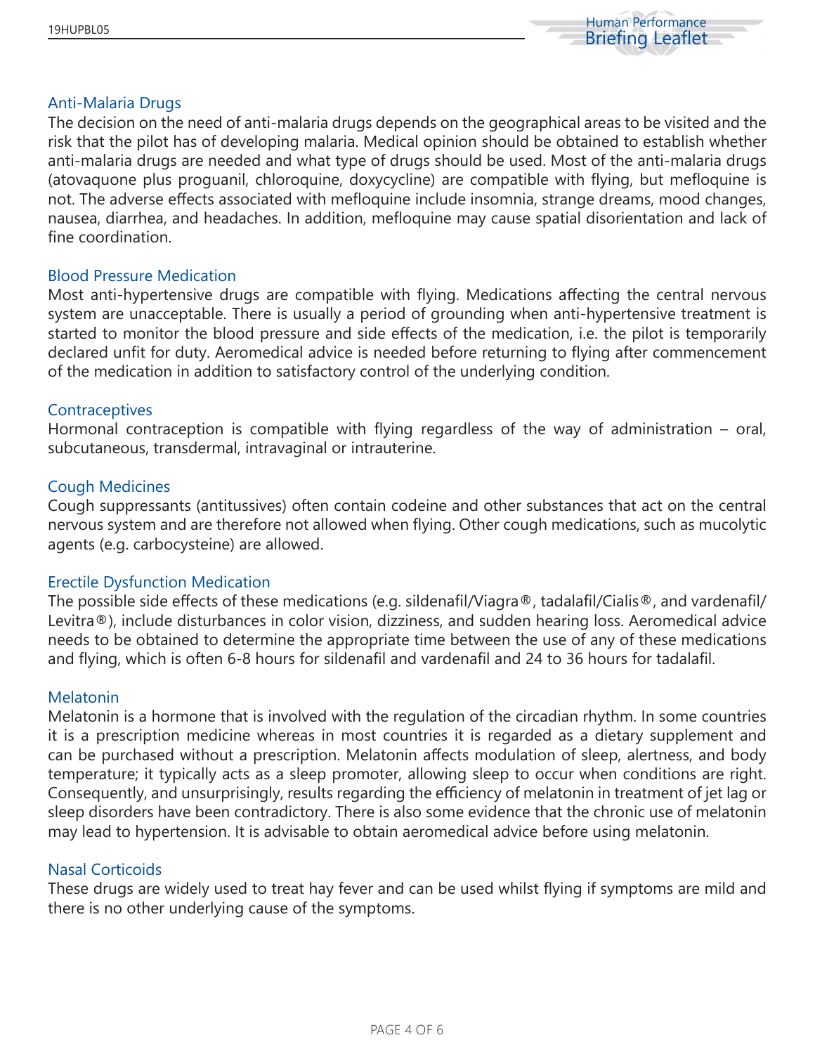## Anti-Malaria Drugs

The decision on the need of anti-malaria drugs depends on the geographical areas to be visited and the risk that the pilot has of developing malaria. Medical opinion should be obtained to establish whether anti-malaria drugs are needed and what type of drugs should be used. Most of the anti-malaria drugs (atovaquone plus proguanil, chloroquine, doxycycline) are compatible with flying, but mefloquine is not. The adverse effects associated with mefloquine include insomnia, strange dreams, mood changes, nausea, diarrhea, and headaches. In addition, mefloquine may cause spatial disorientation and lack of fine coordination.

## Blood Pressure Medication

Most anti-hypertensive drugs are compatible with flying. Medications affecting the central nervous system are unacceptable. There is usually a period of grounding when anti-hypertensive treatment is started to monitor the blood pressure and side effects of the medication, i.e. the pilot is temporarily declared unfit for duty. Aeromedical advice is needed before returning to flying after commencement of the medication in addition to satisfactory control of the underlying condition.

## Contraceptives

Hormonal contraception is compatible with flying regardless of the way of administration – oral, subcutaneous, transdermal, intravaginal or intrauterine.

## Cough Medicines

Cough suppressants (antitussives) often contain codeine and other substances that act on the central nervous system and are therefore not allowed when flying. Other cough medications, such as mucolytic agents (e.g. carbocysteine) are allowed.

## Erectile Dysfunction Medication

The possible side effects of these medications (e.g. sildenafil/Viagra®, tadalafil/Cialis®, and vardenafil/Levitra®), include disturbances in color vision, dizziness, and sudden hearing loss. Aeromedical advice needs to be obtained to determine the appropriate time between the use of any of these medications and flying, which is often 6-8 hours for sildenafil and vardenafil and 24 to 36 hours for tadalafil.

## Melatonin

Melatonin is a hormone that is involved with the regulation of the circadian rhythm. In some countries it is a prescription medicine whereas in most countries it is regarded as a dietary supplement and can be purchased without a prescription. Melatonin affects modulation of sleep, alertness, and body temperature; it typically acts as a sleep promoter, allowing sleep to occur when conditions are right. Consequently, and unsurprisingly, results regarding the efficiency of melatonin in treatment of jet lag or sleep disorders have been contradictory. There is also some evidence that the chronic use of melatonin may lead to hypertension. It is advisable to obtain aeromedical advice before using melatonin.

## Nasal Corticoids

These drugs are widely used to treat hay fever and can be used whilst flying if symptoms are mild and there is no other underlying cause of the symptoms.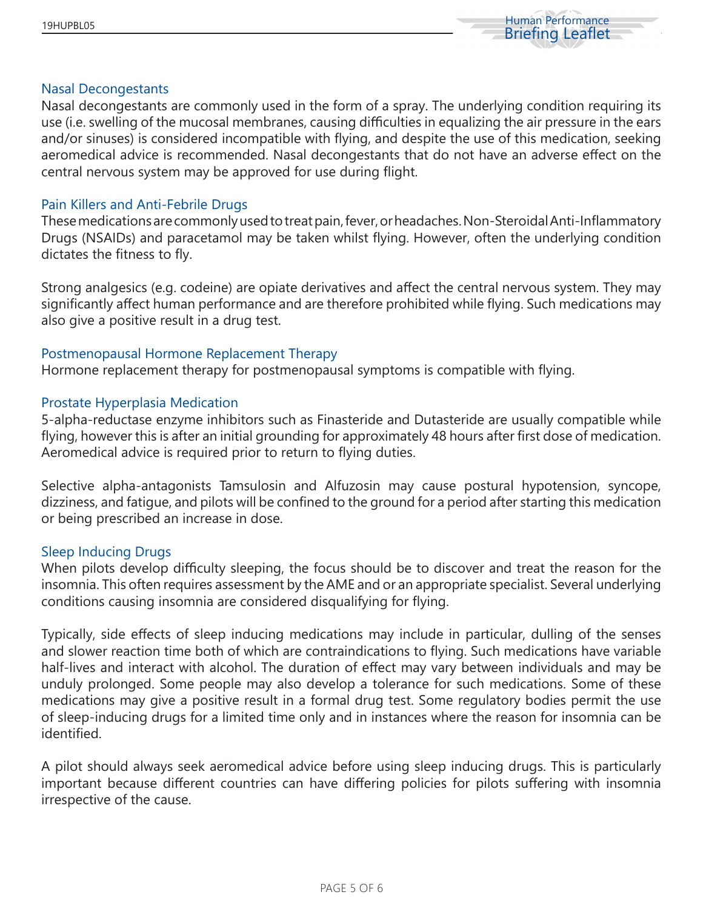## Nasal Decongestants

Nasal decongestants are commonly used in the form of a spray. The underlying condition requiring its use (i.e. swelling of the mucosal membranes, causing difficulties in equalizing the air pressure in the ears and/or sinuses) is considered incompatible with flying, and despite the use of this medication, seeking aeromedical advice is recommended. Nasal decongestants that do not have an adverse effect on the central nervous system may be approved for use during flight.

## Pain Killers and Anti-Febrile Drugs

These medications are commonly used to treat pain, fever, or headaches. Non-Steroidal Anti-Inflammatory Drugs (NSAIDs) and paracetamol may be taken whilst flying. However, often the underlying condition dictates the fitness to fly.

Strong analgesics (e.g. codeine) are opiate derivatives and affect the central nervous system. They may significantly affect human performance and are therefore prohibited while flying. Such medications may also give a positive result in a drug test.

## Postmenopausal Hormone Replacement Therapy

Hormone replacement therapy for postmenopausal symptoms is compatible with flying.

## Prostate Hyperplasia Medication

5-alpha-reductase enzyme inhibitors such as Finasteride and Dutasteride are usually compatible while flying, however this is after an initial grounding for approximately 48 hours after first dose of medication. Aeromedical advice is required prior to return to flying duties.

Selective alpha-antagonists Tamsulosin and Alfuzosin may cause postural hypotension, syncope, dizziness, and fatigue, and pilots will be confined to the ground for a period after starting this medication or being prescribed an increase in dose.

## Sleep Inducing Drugs

When pilots develop difficulty sleeping, the focus should be to discover and treat the reason for the insomnia. This often requires assessment by the AME and or an appropriate specialist. Several underlying conditions causing insomnia are considered disqualifying for flying.

Typically, side effects of sleep inducing medications may include in particular, dulling of the senses and slower reaction time both of which are contraindications to flying. Such medications have variable half-lives and interact with alcohol. The duration of effect may vary between individuals and may be unduly prolonged. Some people may also develop a tolerance for such medications. Some of these medications may give a positive result in a formal drug test. Some regulatory bodies permit the use of sleep-inducing drugs for a limited time only and in instances where the reason for insomnia can be identified.

A pilot should always seek aeromedical advice before using sleep inducing drugs. This is particularly important because different countries can have differing policies for pilots suffering with insomnia irrespective of the cause.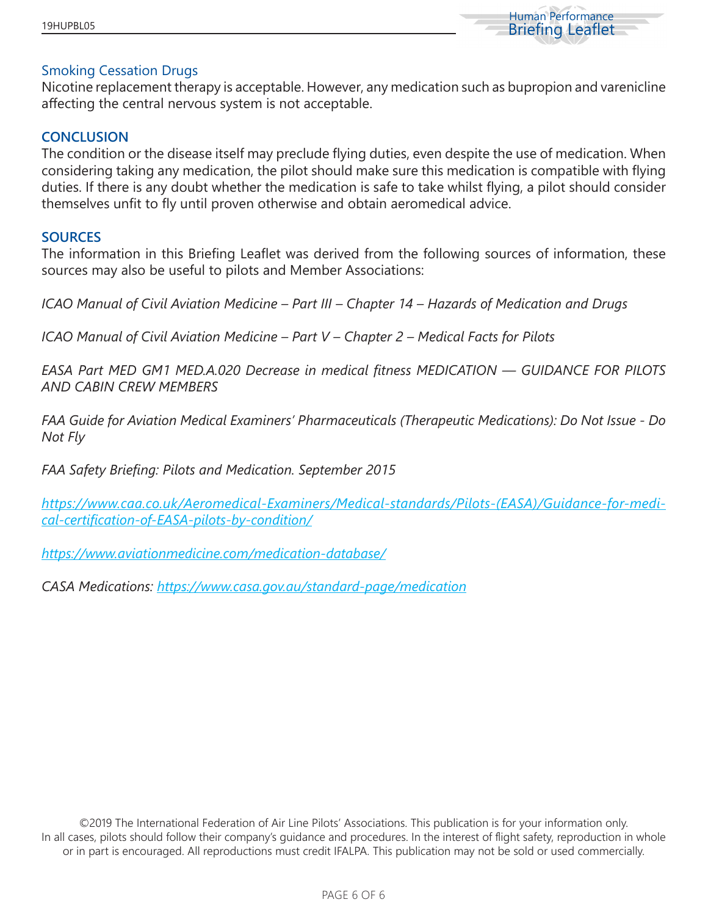### Smoking Cessation Drugs

Nicotine replacement therapy is acceptable. However, any medication such as bupropion and varenicline affecting the central nervous system is not acceptable.

## CONCLUSION

The condition or the disease itself may preclude flying duties, even despite the use of medication. When considering taking any medication, the pilot should make sure this medication is compatible with flying duties. If there is any doubt whether the medication is safe to take whilst flying, a pilot should consider themselves unfit to fly until proven otherwise and obtain aeromedical advice.

## SOURCES

The information in this Briefing Leaflet was derived from the following sources of information, these sources may also be useful to pilots and Member Associations:

*ICAO Manual of Civil Aviation Medicine – Part III – Chapter 14 – Hazards of Medication and Drugs*

*ICAO Manual of Civil Aviation Medicine – Part V – Chapter 2 – Medical Facts for Pilots*

*EASA Part MED GM1 MED.A.020 Decrease in medical fitness MEDICATION — GUIDANCE FOR PILOTS AND CABIN CREW MEMBERS*

*FAA Guide for Aviation Medical Examiners' Pharmaceuticals (Therapeutic Medications): Do Not Issue - Do Not Fly*

*FAA Safety Briefing: Pilots and Medication. September 2015*

*https://www.caa.co.uk/Aeromedical-Examiners/Medical-standards/Pilots-(EASA)/Guidance-for-medical-certification-of-EASA-pilots-by-condition/*

*https://www.aviationmedicine.com/medication-database/*

*CASA Medications: https://www.casa.gov.au/standard-page/medication*

©2019 The International Federation of Air Line Pilots' Associations. This publication is for your information only. In all cases, pilots should follow their company's guidance and procedures. In the interest of flight safety, reproduction in whole or in part is encouraged. All reproductions must credit IFALPA. This publication may not be sold or used commercially.